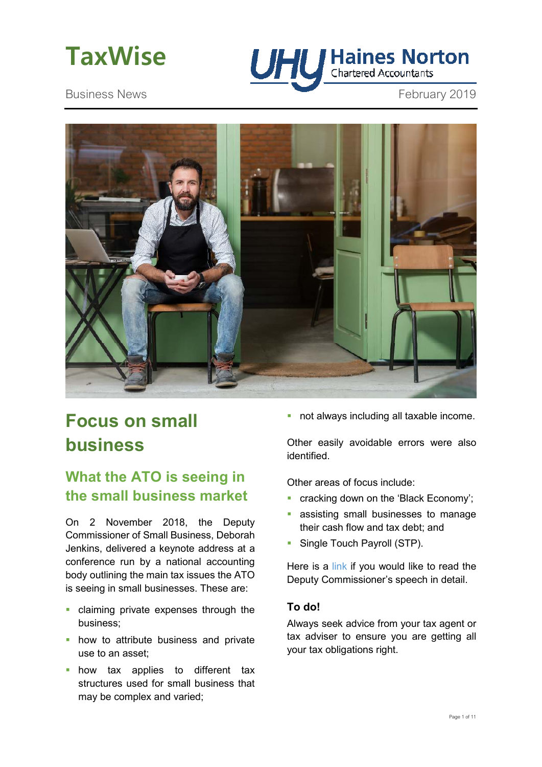# TaxWise

Business News

UHY Haines Norton Chartered Accountants

February 2019

# Focus on small business

## What the ATO is seeing in the small business market

On 2 November 2018, the Deputy Commissioner of Small Business, Deborah Jenkins, delivered a keynote address at a conference run by a national accounting body outlining the main tax issues the ATO is seeing in small businesses. These are:

- claiming private expenses through the business;
- how to attribute business and private use to an asset;
- how tax applies to different tax structures used for small business that may be complex and varied;
- not always including all taxable income.

Other easily avoidable errors were also identified.

Other areas of focus include:

- cracking down on the 'Black Economy';
- assisting small businesses to manage their cash flow and tax debt; and
- Single Touch Payroll (STP).

Here is a link if you would like to read the Deputy Commissioner's speech in detail.

### To do!

Always seek advice from your tax agent or tax adviser to ensure you are getting all your tax obligations right.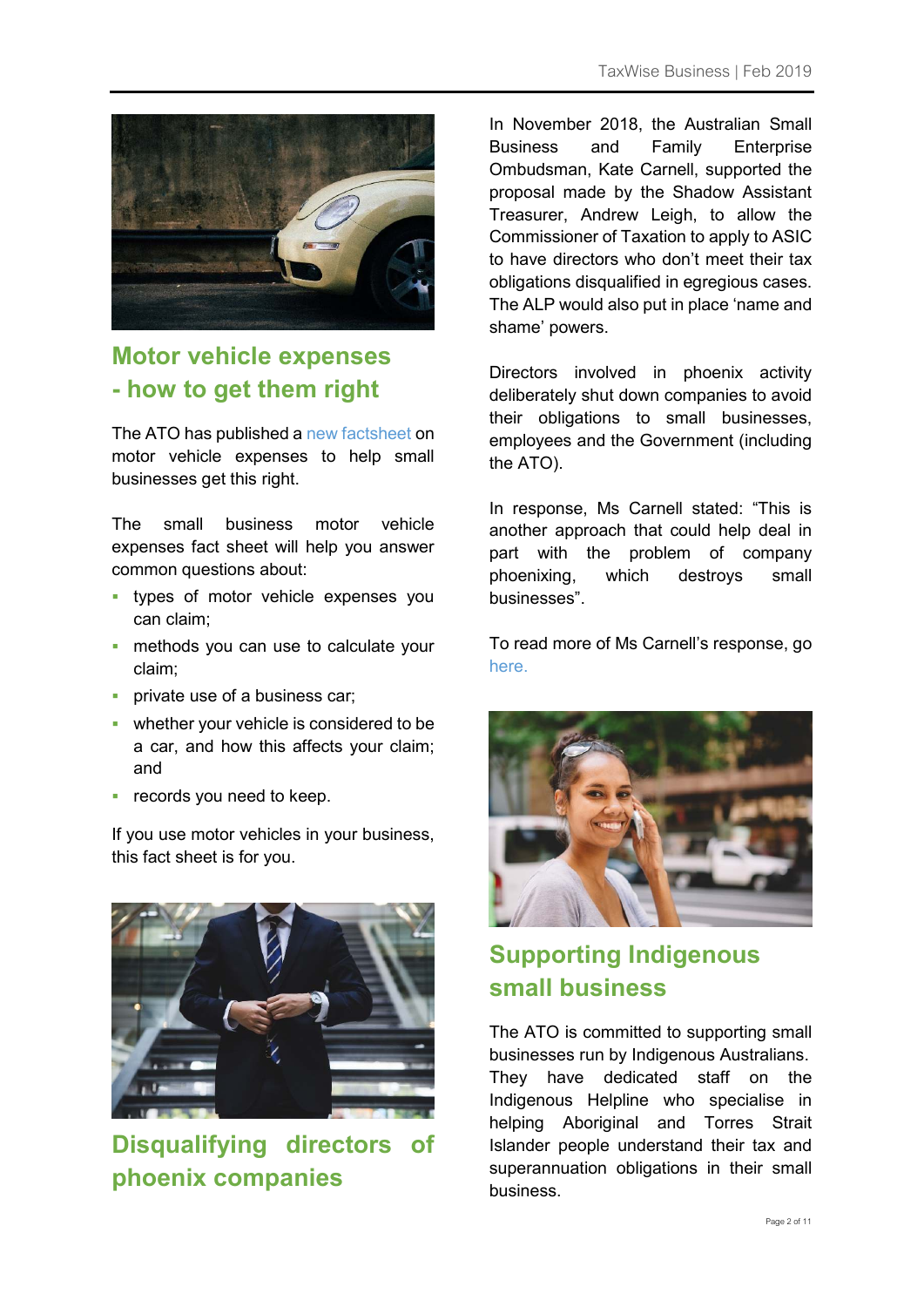## Motor vehicle expenses - how to get them right

The ATO has published a new factsheet on motor vehicle expenses to help small businesses get this right.

The small business motor vehicle expenses fact sheet will help you answer common questions about:

- types of motor vehicle expenses you can claim;
- methods you can use to calculate your claim;
- private use of a business car;
- whether your vehicle is considered to be a car, and how this affects your claim; and
- records you need to keep.

If you use motor vehicles in your business, this fact sheet is for you.

## Disqualifying directors of phoenix companies

In November 2018, the Australian Small Business and Family Enterprise Ombudsman, Kate Carnell, supported the proposal made by the Shadow Assistant Treasurer, Andrew Leigh, to allow the Commissioner of Taxation to apply to ASIC to have directors who don't meet their tax obligations disqualified in egregious cases. The ALP would also put in place 'name and shame' powers.

Directors involved in phoenix activity deliberately shut down companies to avoid their obligations to small businesses, employees and the Government (including the ATO).

In response, Ms Carnell stated: "This is another approach that could help deal in part with the problem of company phoenixing, which destroys small businesses".

To read more of Ms Carnell's response, go here.

## Supporting Indigenous small business

The ATO is committed to supporting small businesses run by Indigenous Australians. They have dedicated staff on the Indigenous Helpline who specialise in helping Aboriginal and Torres Strait Islander people understand their tax and superannuation obligations in their small business.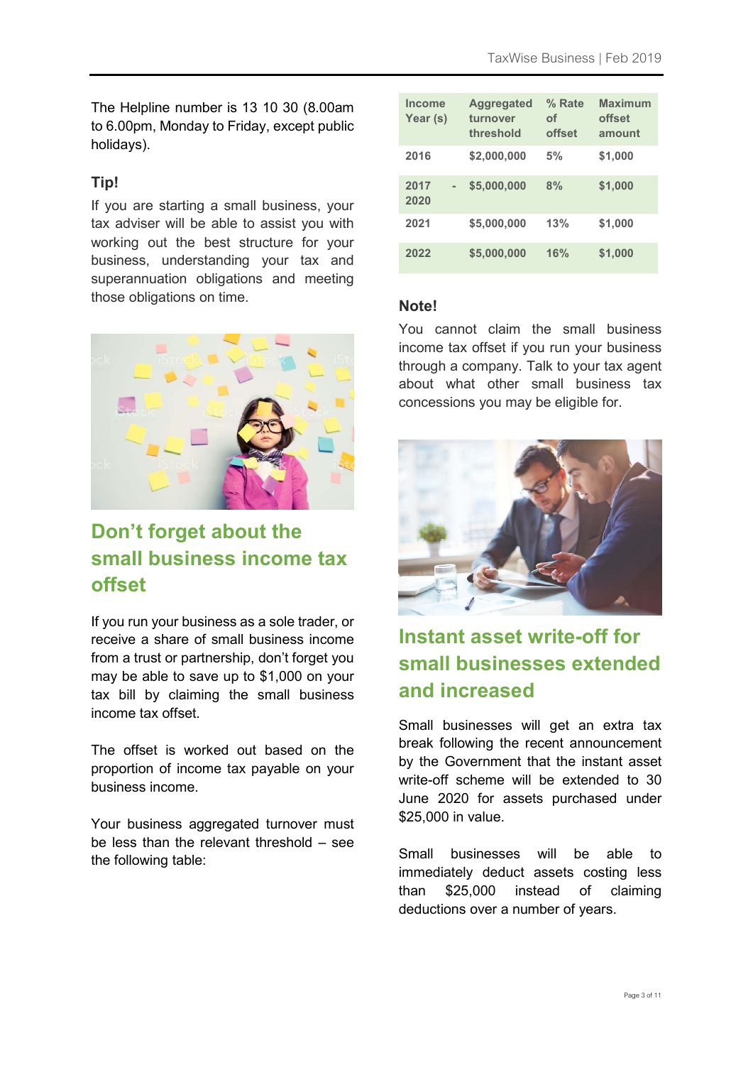The Helpline number is 13 10 30 (8.00am to 6.00pm, Monday to Friday, except public holidays).

### Tip!

If you are starting a small business, your tax adviser will be able to assist you with working out the best structure for your business, understanding your tax and superannuation obligations and meeting those obligations on time.

## Don't forget about the small business income tax offset

If you run your business as a sole trader, or receive a share of small business income from a trust or partnership, don't forget you may be able to save up to $1,000 on your tax bill by claiming the small business income tax offset.

The offset is worked out based on the proportion of income tax payable on your business income.

Your business aggregated turnover must be less than the relevant threshold – see the following table:

| Income Year (s) | Aggregated turnover threshold | % Rate of offset | Maximum offset amount |
|---|---|---|---|
| 2016 | $2,000,000 | 5% | $1,000 |
| 2017 - 2020 | $5,000,000 | 8% | $1,000 |
| 2021 | $5,000,000 | 13% | $1,000 |
| 2022 | $5,000,000 | 16% | $1,000 |

### Note!

You cannot claim the small business income tax offset if you run your business through a company. Talk to your tax agent about what other small business tax concessions you may be eligible for.

## Instant asset write-off for small businesses extended and increased

Small businesses will get an extra tax break following the recent announcement by the Government that the instant asset write-off scheme will be extended to 30 June 2020 for assets purchased under $25,000 in value.

Small businesses will be able to immediately deduct assets costing less than $25,000 instead of claiming deductions over a number of years.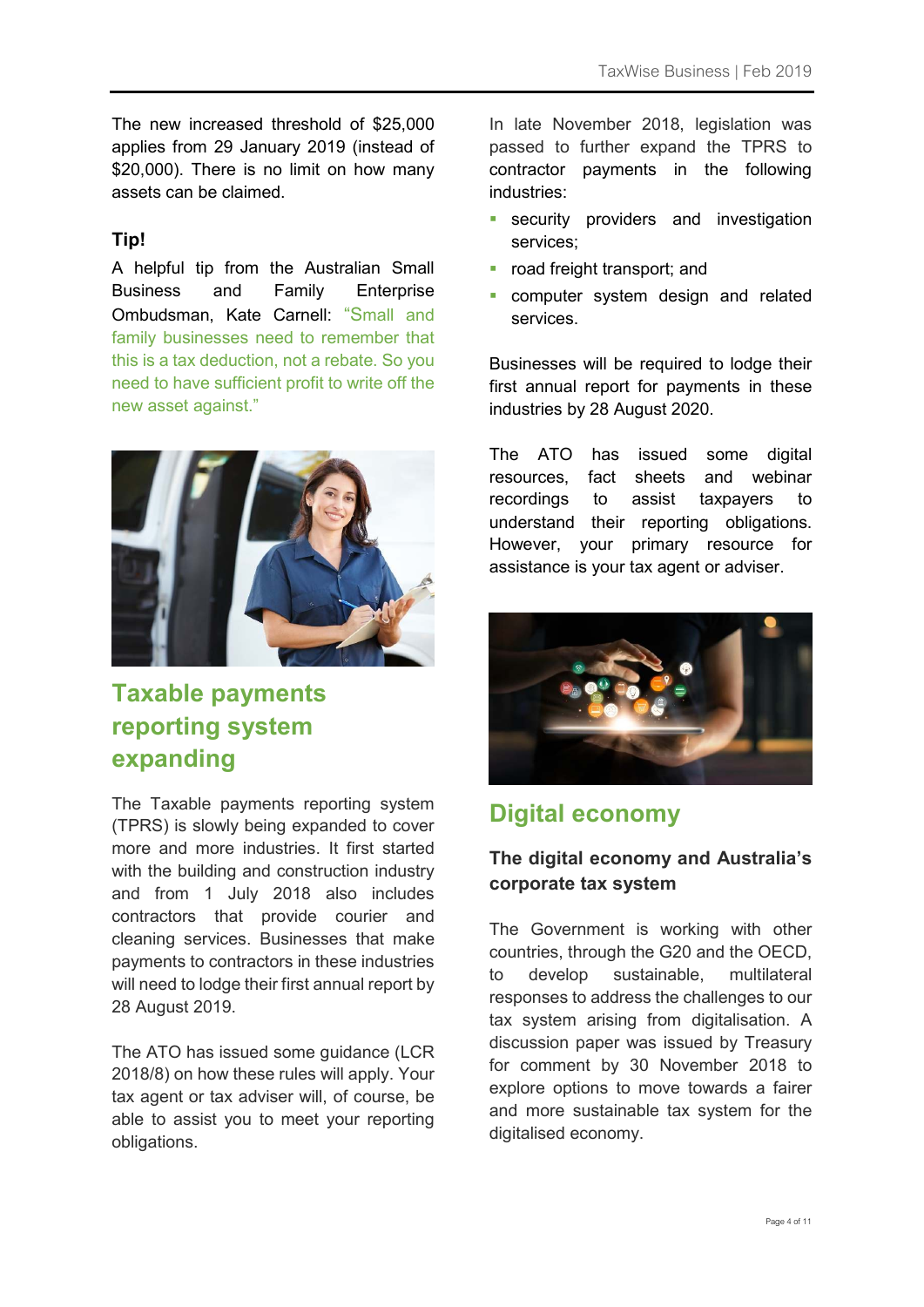The new increased threshold of $25,000 applies from 29 January 2019 (instead of $20,000). There is no limit on how many assets can be claimed.

**Tip!**

A helpful tip from the Australian Small Business and Family Enterprise Ombudsman, Kate Carnell: "Small and family businesses need to remember that this is a tax deduction, not a rebate. So you need to have sufficient profit to write off the new asset against."

## Taxable payments reporting system expanding

The Taxable payments reporting system (TPRS) is slowly being expanded to cover more and more industries. It first started with the building and construction industry and from 1 July 2018 also includes contractors that provide courier and cleaning services. Businesses that make payments to contractors in these industries will need to lodge their first annual report by 28 August 2019.

The ATO has issued some guidance (LCR 2018/8) on how these rules will apply. Your tax agent or tax adviser will, of course, be able to assist you to meet your reporting obligations.

In late November 2018, legislation was passed to further expand the TPRS to contractor payments in the following industries:

- security providers and investigation services;
- road freight transport; and
- computer system design and related services.

Businesses will be required to lodge their first annual report for payments in these industries by 28 August 2020.

The ATO has issued some digital resources, fact sheets and webinar recordings to assist taxpayers to understand their reporting obligations. However, your primary resource for assistance is your tax agent or adviser.

## Digital economy

### The digital economy and Australia's corporate tax system

The Government is working with other countries, through the G20 and the OECD, to develop sustainable, multilateral responses to address the challenges to our tax system arising from digitalisation. A discussion paper was issued by Treasury for comment by 30 November 2018 to explore options to move towards a fairer and more sustainable tax system for the digitalised economy.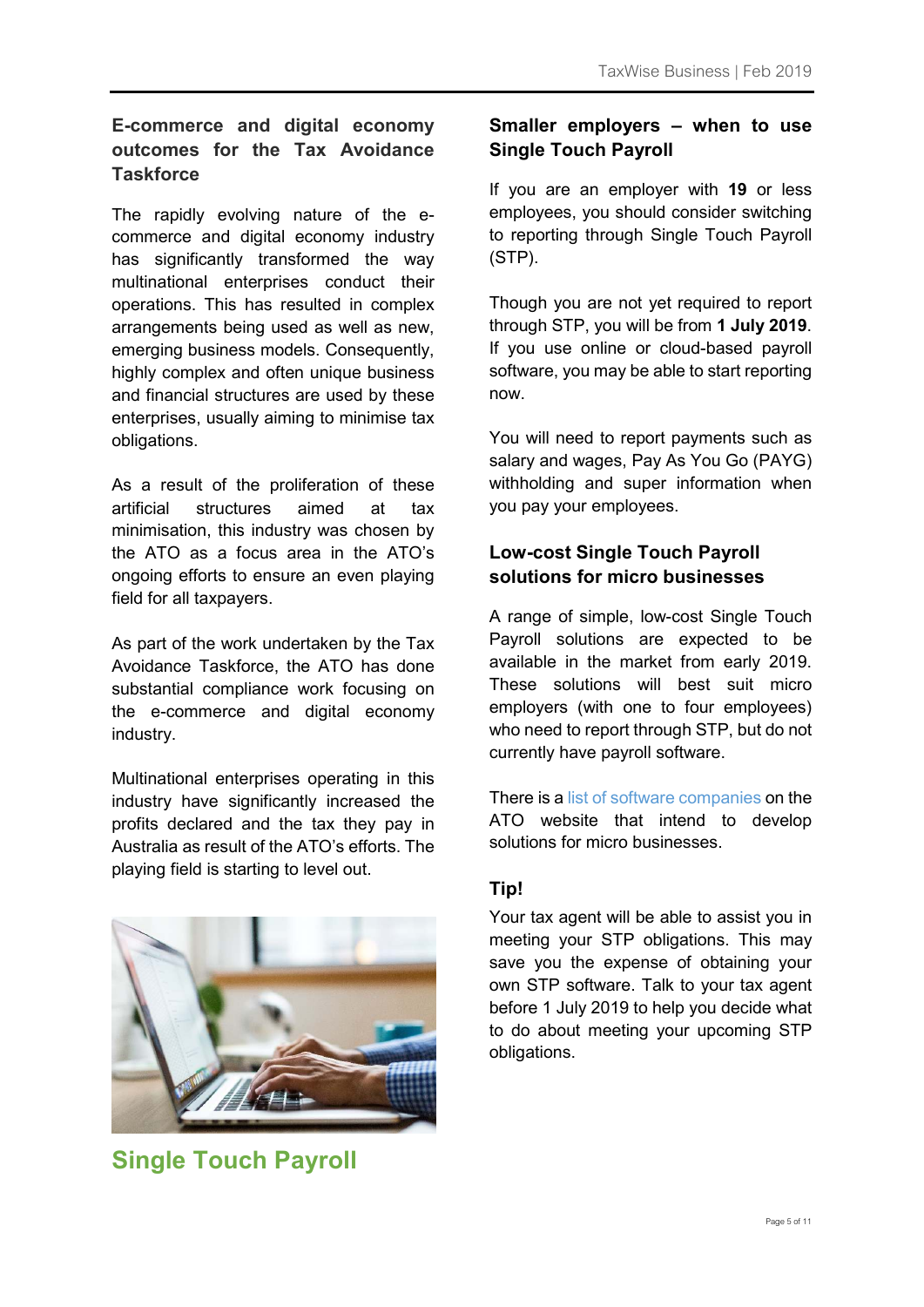## E-commerce and digital economy outcomes for the Tax Avoidance Taskforce

The rapidly evolving nature of the e-commerce and digital economy industry has significantly transformed the way multinational enterprises conduct their operations. This has resulted in complex arrangements being used as well as new, emerging business models. Consequently, highly complex and often unique business and financial structures are used by these enterprises, usually aiming to minimise tax obligations.

As a result of the proliferation of these artificial structures aimed at tax minimisation, this industry was chosen by the ATO as a focus area in the ATO's ongoing efforts to ensure an even playing field for all taxpayers.

As part of the work undertaken by the Tax Avoidance Taskforce, the ATO has done substantial compliance work focusing on the e-commerce and digital economy industry.

Multinational enterprises operating in this industry have significantly increased the profits declared and the tax they pay in Australia as result of the ATO's efforts. The playing field is starting to level out.

# Single Touch Payroll

## Smaller employers – when to use Single Touch Payroll

If you are an employer with **19** or less employees, you should consider switching to reporting through Single Touch Payroll (STP).

Though you are not yet required to report through STP, you will be from **1 July 2019**. If you use online or cloud-based payroll software, you may be able to start reporting now.

You will need to report payments such as salary and wages, Pay As You Go (PAYG) withholding and super information when you pay your employees.

## Low-cost Single Touch Payroll solutions for micro businesses

A range of simple, low-cost Single Touch Payroll solutions are expected to be available in the market from early 2019. These solutions will best suit micro employers (with one to four employees) who need to report through STP, but do not currently have payroll software.

There is a list of software companies on the ATO website that intend to develop solutions for micro businesses.

### Tip!

Your tax agent will be able to assist you in meeting your STP obligations. This may save you the expense of obtaining your own STP software. Talk to your tax agent before 1 July 2019 to help you decide what to do about meeting your upcoming STP obligations.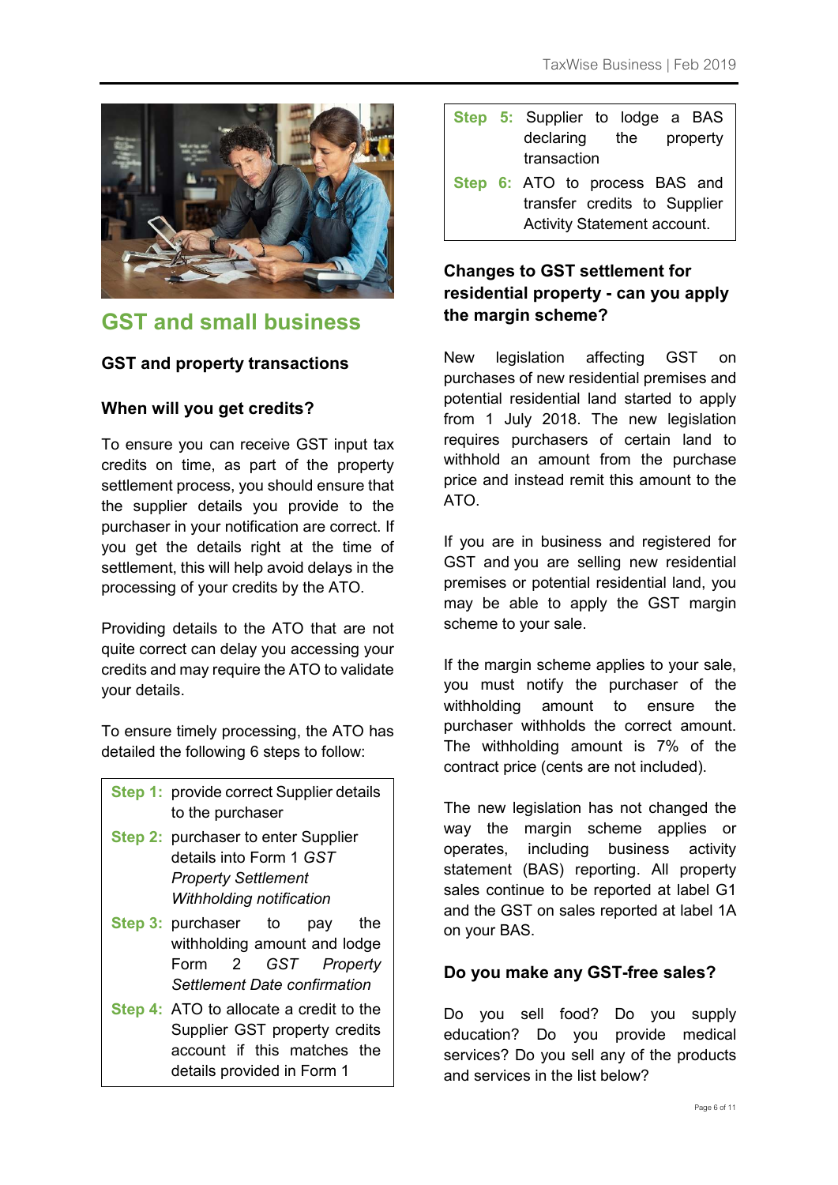## GST and small business

### GST and property transactions

### When will you get credits?

To ensure you can receive GST input tax credits on time, as part of the property settlement process, you should ensure that the supplier details you provide to the purchaser in your notification are correct. If you get the details right at the time of settlement, this will help avoid delays in the processing of your credits by the ATO.

Providing details to the ATO that are not quite correct can delay you accessing your credits and may require the ATO to validate your details.

To ensure timely processing, the ATO has detailed the following 6 steps to follow:

**Step 1:** provide correct Supplier details to the purchaser

**Step 2:** purchaser to enter Supplier details into Form 1 *GST Property Settlement Withholding notification*

**Step 3:** purchaser to pay the withholding amount and lodge Form 2 *GST Property Settlement Date confirmation*

**Step 4:** ATO to allocate a credit to the Supplier GST property credits account if this matches the details provided in Form 1

**Step 5:** Supplier to lodge a BAS declaring the property transaction

**Step 6:** ATO to process BAS and transfer credits to Supplier Activity Statement account.

### Changes to GST settlement for residential property - can you apply the margin scheme?

New legislation affecting GST on purchases of new residential premises and potential residential land started to apply from 1 July 2018. The new legislation requires purchasers of certain land to withhold an amount from the purchase price and instead remit this amount to the ATO.

If you are in business and registered for GST and you are selling new residential premises or potential residential land, you may be able to apply the GST margin scheme to your sale.

If the margin scheme applies to your sale, you must notify the purchaser of the withholding amount to ensure the purchaser withholds the correct amount. The withholding amount is 7% of the contract price (cents are not included).

The new legislation has not changed the way the margin scheme applies or operates, including business activity statement (BAS) reporting. All property sales continue to be reported at label G1 and the GST on sales reported at label 1A on your BAS.

### Do you make any GST-free sales?

Do you sell food? Do you supply education? Do you provide medical services? Do you sell any of the products and services in the list below?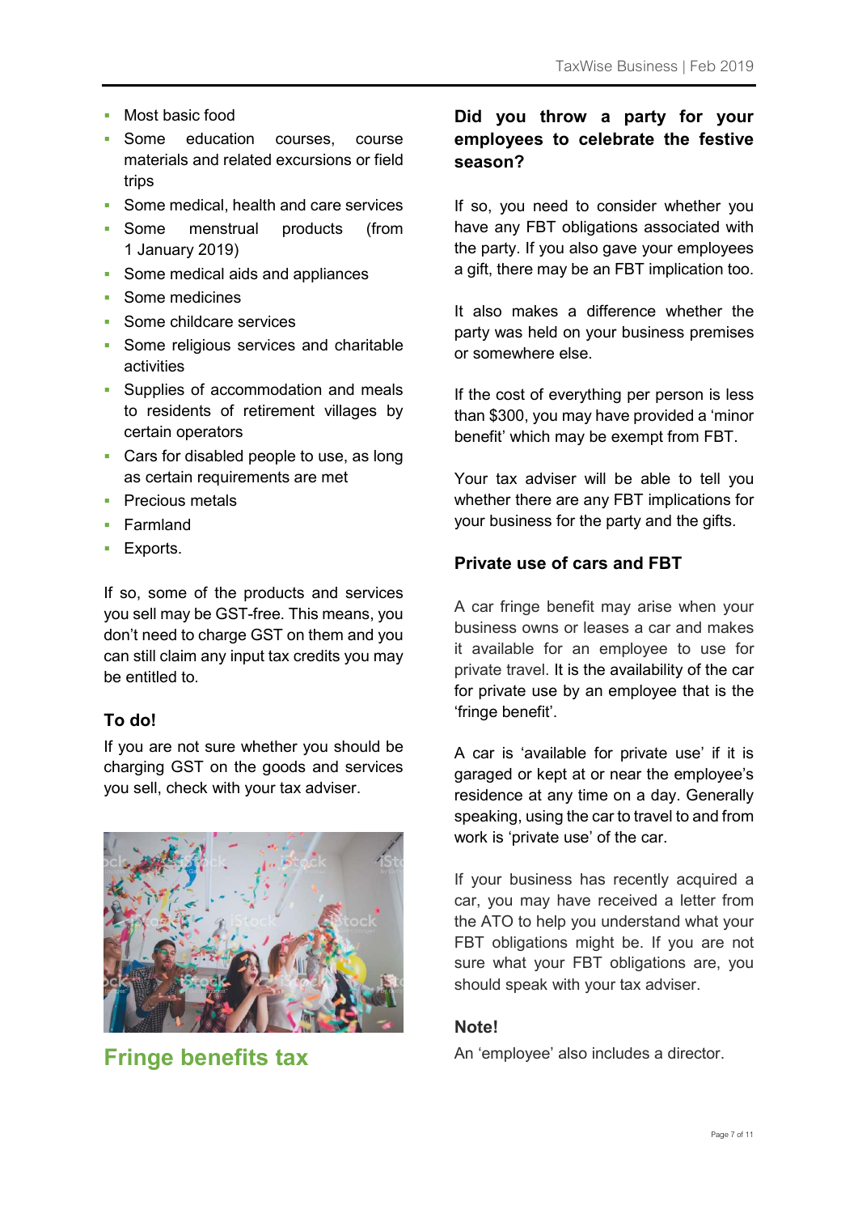- Most basic food
- Some education courses, course materials and related excursions or field trips
- Some medical, health and care services
- Some menstrual products (from 1 January 2019)
- Some medical aids and appliances
- Some medicines
- Some childcare services
- Some religious services and charitable activities
- Supplies of accommodation and meals to residents of retirement villages by certain operators
- Cars for disabled people to use, as long as certain requirements are met
- Precious metals
- Farmland
- Exports.

If so, some of the products and services you sell may be GST-free. This means, you don't need to charge GST on them and you can still claim any input tax credits you may be entitled to.

### To do!

If you are not sure whether you should be charging GST on the goods and services you sell, check with your tax adviser.

## Fringe benefits tax

### Did you throw a party for your employees to celebrate the festive season?

If so, you need to consider whether you have any FBT obligations associated with the party. If you also gave your employees a gift, there may be an FBT implication too.

It also makes a difference whether the party was held on your business premises or somewhere else.

If the cost of everything per person is less than $300, you may have provided a 'minor benefit' which may be exempt from FBT.

Your tax adviser will be able to tell you whether there are any FBT implications for your business for the party and the gifts.

### Private use of cars and FBT

A car fringe benefit may arise when your business owns or leases a car and makes it available for an employee to use for private travel. It is the availability of the car for private use by an employee that is the 'fringe benefit'.

A car is 'available for private use' if it is garaged or kept at or near the employee's residence at any time on a day. Generally speaking, using the car to travel to and from work is 'private use' of the car.

If your business has recently acquired a car, you may have received a letter from the ATO to help you understand what your FBT obligations might be. If you are not sure what your FBT obligations are, you should speak with your tax adviser.

### Note!

An 'employee' also includes a director.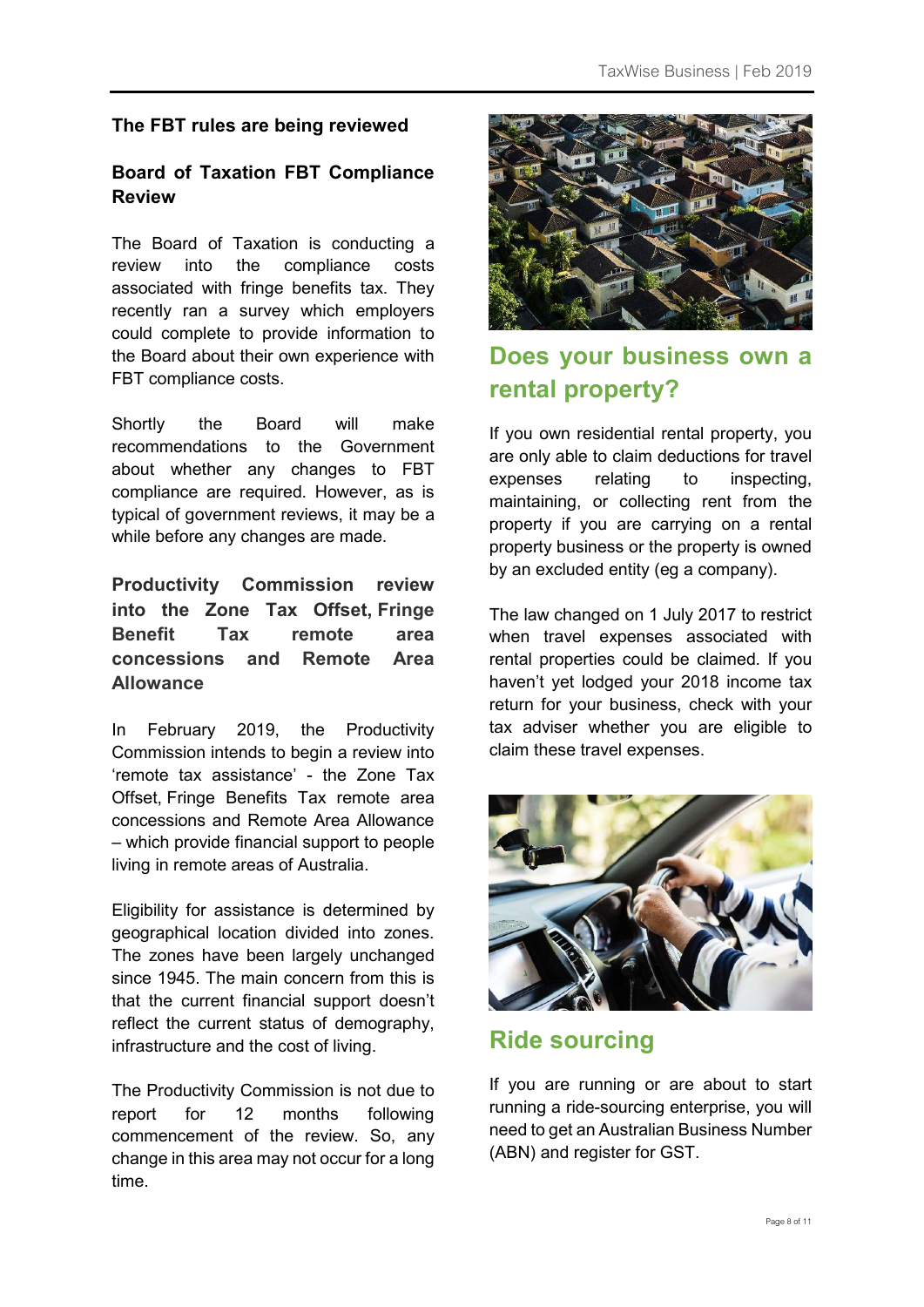## The FBT rules are being reviewed

### Board of Taxation FBT Compliance Review

The Board of Taxation is conducting a review into the compliance costs associated with fringe benefits tax. They recently ran a survey which employers could complete to provide information to the Board about their own experience with FBT compliance costs.

Shortly the Board will make recommendations to the Government about whether any changes to FBT compliance are required. However, as is typical of government reviews, it may be a while before any changes are made.

### Productivity Commission review into the Zone Tax Offset, Fringe Benefit Tax remote area concessions and Remote Area Allowance

In February 2019, the Productivity Commission intends to begin a review into 'remote tax assistance' - the Zone Tax Offset, Fringe Benefits Tax remote area concessions and Remote Area Allowance – which provide financial support to people living in remote areas of Australia.

Eligibility for assistance is determined by geographical location divided into zones. The zones have been largely unchanged since 1945. The main concern from this is that the current financial support doesn't reflect the current status of demography, infrastructure and the cost of living.

The Productivity Commission is not due to report for 12 months following commencement of the review. So, any change in this area may not occur for a long time.

## Does your business own a rental property?

If you own residential rental property, you are only able to claim deductions for travel expenses relating to inspecting, maintaining, or collecting rent from the property if you are carrying on a rental property business or the property is owned by an excluded entity (eg a company).

The law changed on 1 July 2017 to restrict when travel expenses associated with rental properties could be claimed. If you haven't yet lodged your 2018 income tax return for your business, check with your tax adviser whether you are eligible to claim these travel expenses.

## Ride sourcing

If you are running or are about to start running a ride-sourcing enterprise, you will need to get an Australian Business Number (ABN) and register for GST.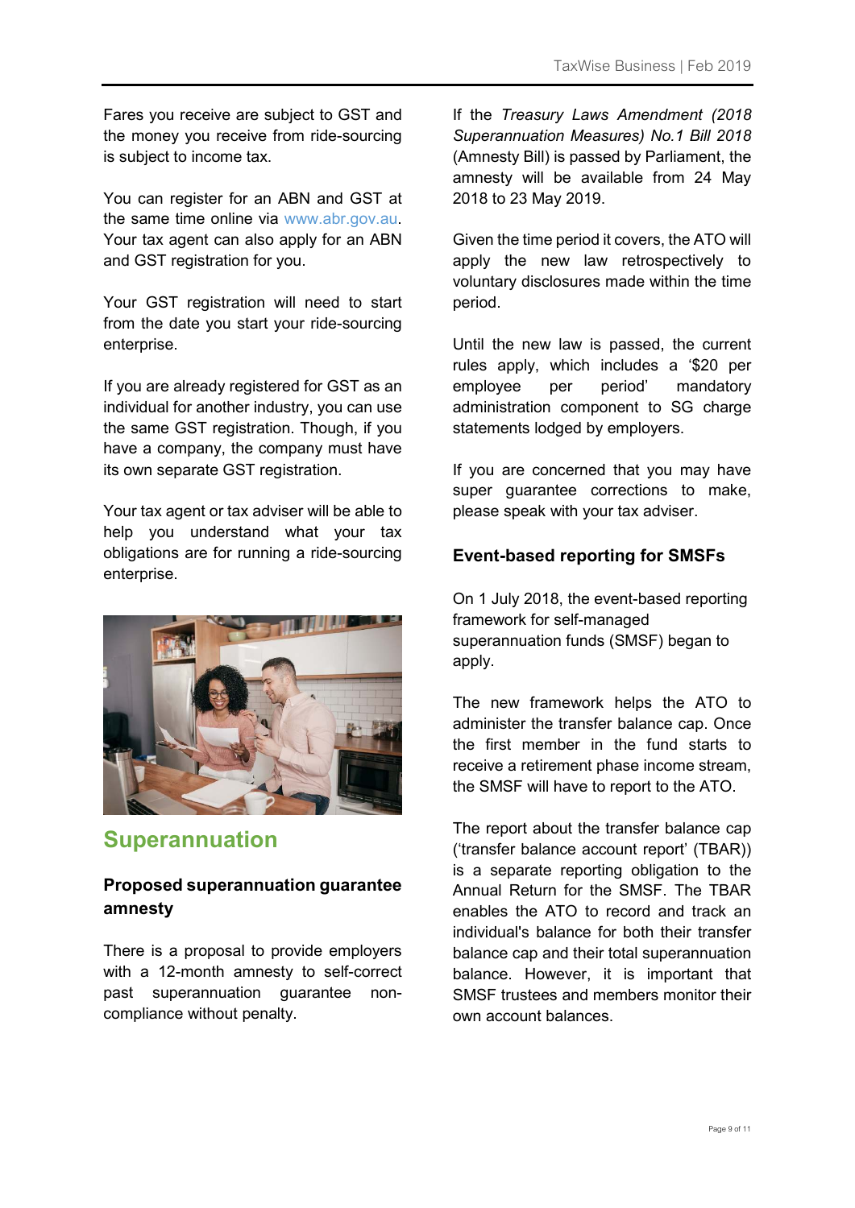Fares you receive are subject to GST and the money you receive from ride-sourcing is subject to income tax.

You can register for an ABN and GST at the same time online via www.abr.gov.au. Your tax agent can also apply for an ABN and GST registration for you.

Your GST registration will need to start from the date you start your ride-sourcing enterprise.

If you are already registered for GST as an individual for another industry, you can use the same GST registration. Though, if you have a company, the company must have its own separate GST registration.

Your tax agent or tax adviser will be able to help you understand what your tax obligations are for running a ride-sourcing enterprise.

## Superannuation

### Proposed superannuation guarantee amnesty

There is a proposal to provide employers with a 12-month amnesty to self-correct past superannuation guarantee non-compliance without penalty.

If the *Treasury Laws Amendment (2018 Superannuation Measures) No.1 Bill 2018* (Amnesty Bill) is passed by Parliament, the amnesty will be available from 24 May 2018 to 23 May 2019.

Given the time period it covers, the ATO will apply the new law retrospectively to voluntary disclosures made within the time period.

Until the new law is passed, the current rules apply, which includes a '$20 per employee per period' mandatory administration component to SG charge statements lodged by employers.

If you are concerned that you may have super guarantee corrections to make, please speak with your tax adviser.

### Event-based reporting for SMSFs

On 1 July 2018, the event-based reporting framework for self-managed superannuation funds (SMSF) began to apply.

The new framework helps the ATO to administer the transfer balance cap. Once the first member in the fund starts to receive a retirement phase income stream, the SMSF will have to report to the ATO.

The report about the transfer balance cap ('transfer balance account report' (TBAR)) is a separate reporting obligation to the Annual Return for the SMSF. The TBAR enables the ATO to record and track an individual's balance for both their transfer balance cap and their total superannuation balance. However, it is important that SMSF trustees and members monitor their own account balances.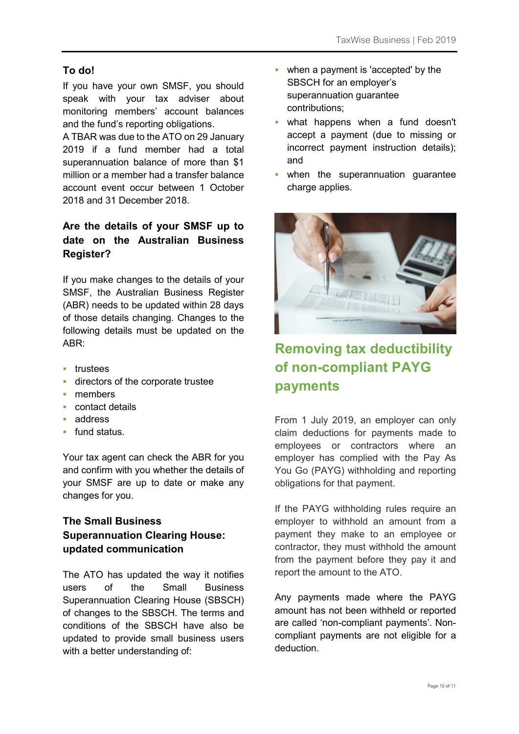## To do!

If you have your own SMSF, you should speak with your tax adviser about monitoring members' account balances and the fund's reporting obligations.

A TBAR was due to the ATO on 29 January 2019 if a fund member had a total superannuation balance of more than $1 million or a member had a transfer balance account event occur between 1 October 2018 and 31 December 2018.

## Are the details of your SMSF up to date on the Australian Business Register?

If you make changes to the details of your SMSF, the Australian Business Register (ABR) needs to be updated within 28 days of those details changing. Changes to the following details must be updated on the ABR:

- trustees
- directors of the corporate trustee
- members
- contact details
- address
- fund status.

Your tax agent can check the ABR for you and confirm with you whether the details of your SMSF are up to date or make any changes for you.

## The Small Business Superannuation Clearing House: updated communication

The ATO has updated the way it notifies users of the Small Business Superannuation Clearing House (SBSCH) of changes to the SBSCH. The terms and conditions of the SBSCH have also be updated to provide small business users with a better understanding of:

- when a payment is 'accepted' by the SBSCH for an employer's superannuation guarantee contributions;
- what happens when a fund doesn't accept a payment (due to missing or incorrect payment instruction details); and
- when the superannuation guarantee charge applies.

# Removing tax deductibility of non-compliant PAYG payments

From 1 July 2019, an employer can only claim deductions for payments made to employees or contractors where an employer has complied with the Pay As You Go (PAYG) withholding and reporting obligations for that payment.

If the PAYG withholding rules require an employer to withhold an amount from a payment they make to an employee or contractor, they must withhold the amount from the payment before they pay it and report the amount to the ATO.

Any payments made where the PAYG amount has not been withheld or reported are called 'non-compliant payments'. Non-compliant payments are not eligible for a deduction.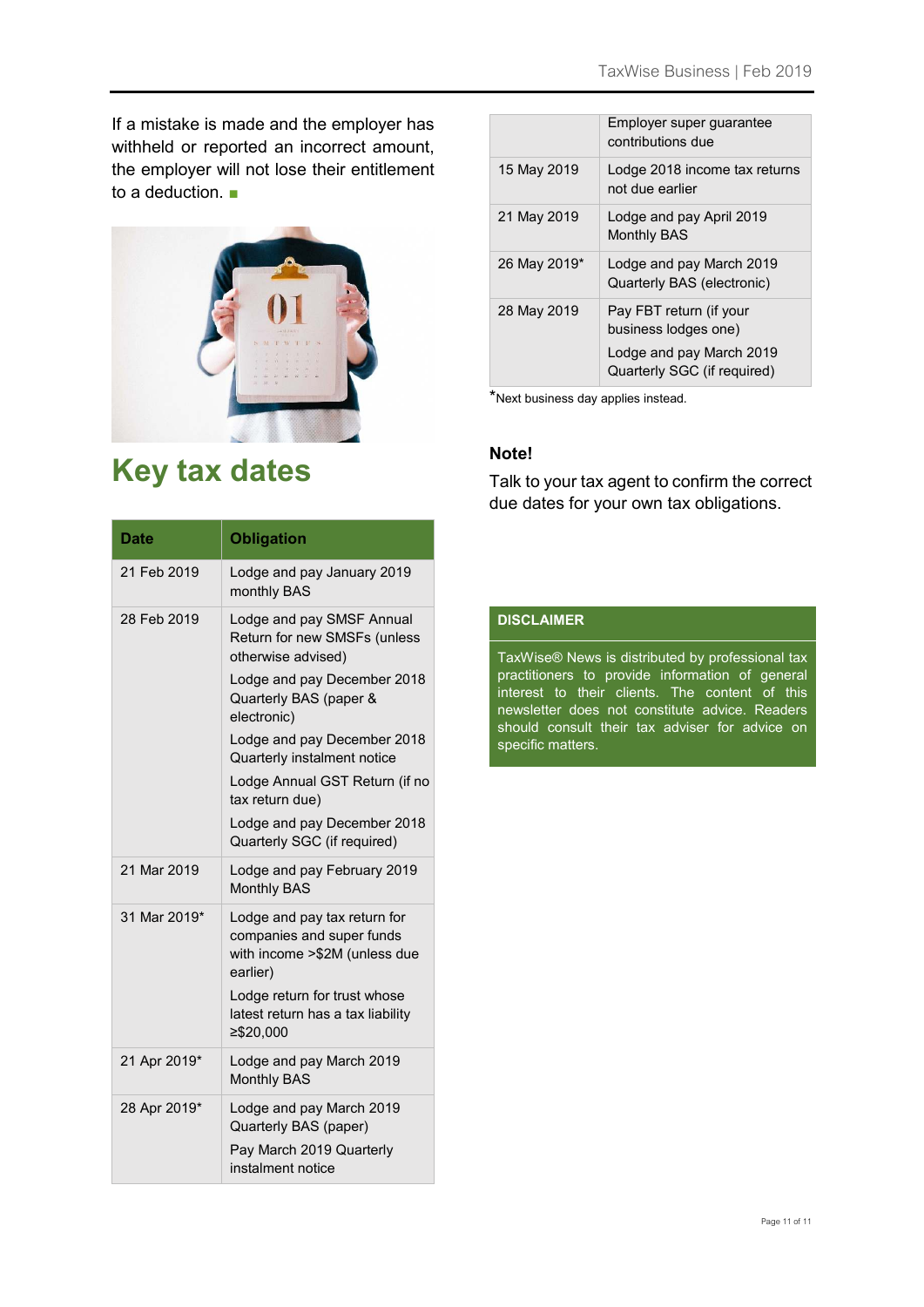If a mistake is made and the employer has withheld or reported an incorrect amount, the employer will not lose their entitlement to a deduction. ■

# Key tax dates

| Date | Obligation |
|---|---|
| 21 Feb 2019 | Lodge and pay January 2019 monthly BAS |
| 28 Feb 2019 | Lodge and pay SMSF Annual Return for new SMSFs (unless otherwise advised)<br>Lodge and pay December 2018 Quarterly BAS (paper & electronic)<br>Lodge and pay December 2018 Quarterly instalment notice<br>Lodge Annual GST Return (if no tax return due)<br>Lodge and pay December 2018 Quarterly SGC (if required) |
| 21 Mar 2019 | Lodge and pay February 2019 Monthly BAS |
| 31 Mar 2019* | Lodge and pay tax return for companies and super funds with income >$2M (unless due earlier)<br>Lodge return for trust whose latest return has a tax liability ≥$20,000 |
| 21 Apr 2019* | Lodge and pay March 2019 Monthly BAS |
| 28 Apr 2019* | Lodge and pay March 2019 Quarterly BAS (paper)<br>Pay March 2019 Quarterly instalment notice<br>Employer super guarantee contributions due |
| 15 May 2019 | Lodge 2018 income tax returns not due earlier |
| 21 May 2019 | Lodge and pay April 2019 Monthly BAS |
| 26 May 2019* | Lodge and pay March 2019 Quarterly BAS (electronic) |
| 28 May 2019 | Pay FBT return (if your business lodges one)<br>Lodge and pay March 2019 Quarterly SGC (if required) |

*Next business day applies instead.

**Note!**

Talk to your tax agent to confirm the correct due dates for your own tax obligations.

**DISCLAIMER**

TaxWise® News is distributed by professional tax practitioners to provide information of general interest to their clients. The content of this newsletter does not constitute advice. Readers should consult their tax adviser for advice on specific matters.